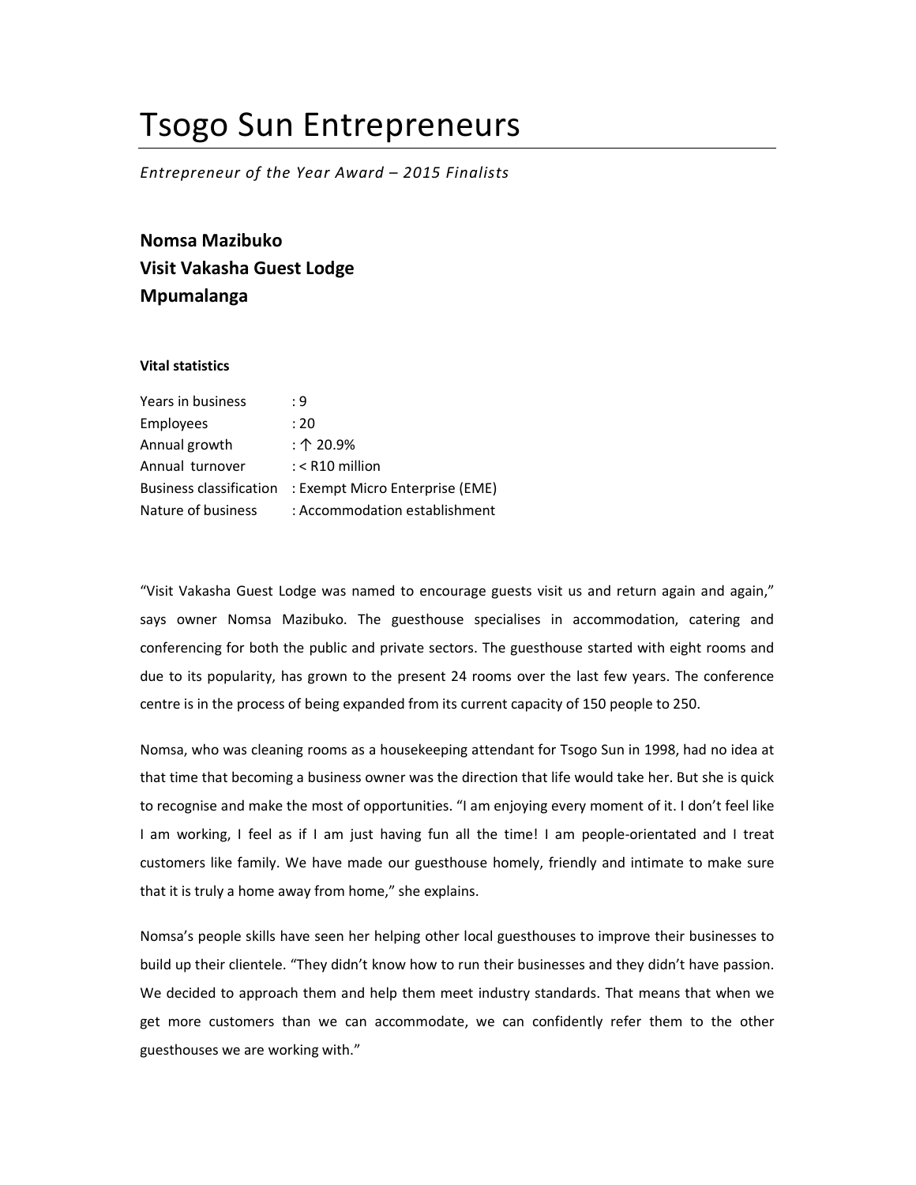# Tsogo Sun Entrepreneurs

*Entrepreneur of the Year Award – 2015 Finalists*

**Nomsa Mazibuko**
**Visit Vakasha Guest Lodge**
**Mpumalanga**

**Vital statistics**

| | |
|---|---|
| Years in business | : 9 |
| Employees | : 20 |
| Annual growth | : ↑ 20.9% |
| Annual turnover | : < R10 million |
| Business classification | : Exempt Micro Enterprise (EME) |
| Nature of business | : Accommodation establishment |

"Visit Vakasha Guest Lodge was named to encourage guests visit us and return again and again," says owner Nomsa Mazibuko. The guesthouse specialises in accommodation, catering and conferencing for both the public and private sectors. The guesthouse started with eight rooms and due to its popularity, has grown to the present 24 rooms over the last few years. The conference centre is in the process of being expanded from its current capacity of 150 people to 250.

Nomsa, who was cleaning rooms as a housekeeping attendant for Tsogo Sun in 1998, had no idea at that time that becoming a business owner was the direction that life would take her. But she is quick to recognise and make the most of opportunities. "I am enjoying every moment of it. I don't feel like I am working, I feel as if I am just having fun all the time! I am people-orientated and I treat customers like family. We have made our guesthouse homely, friendly and intimate to make sure that it is truly a home away from home," she explains.

Nomsa's people skills have seen her helping other local guesthouses to improve their businesses to build up their clientele. "They didn't know how to run their businesses and they didn't have passion. We decided to approach them and help them meet industry standards. That means that when we get more customers than we can accommodate, we can confidently refer them to the other guesthouses we are working with."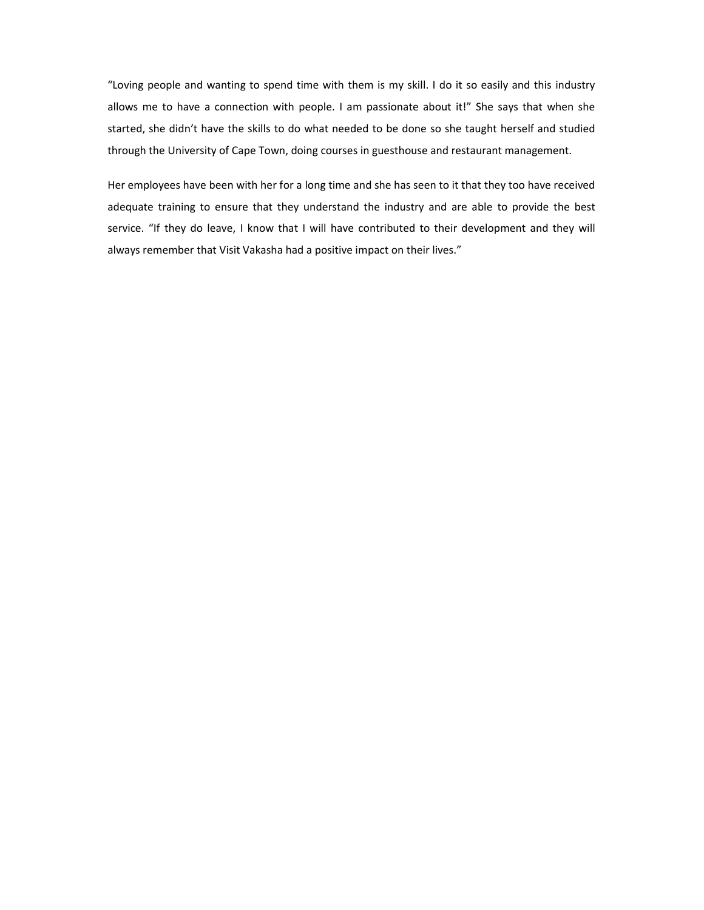"Loving people and wanting to spend time with them is my skill. I do it so easily and this industry allows me to have a connection with people. I am passionate about it!" She says that when she started, she didn't have the skills to do what needed to be done so she taught herself and studied through the University of Cape Town, doing courses in guesthouse and restaurant management.

Her employees have been with her for a long time and she has seen to it that they too have received adequate training to ensure that they understand the industry and are able to provide the best service. "If they do leave, I know that I will have contributed to their development and they will always remember that Visit Vakasha had a positive impact on their lives."